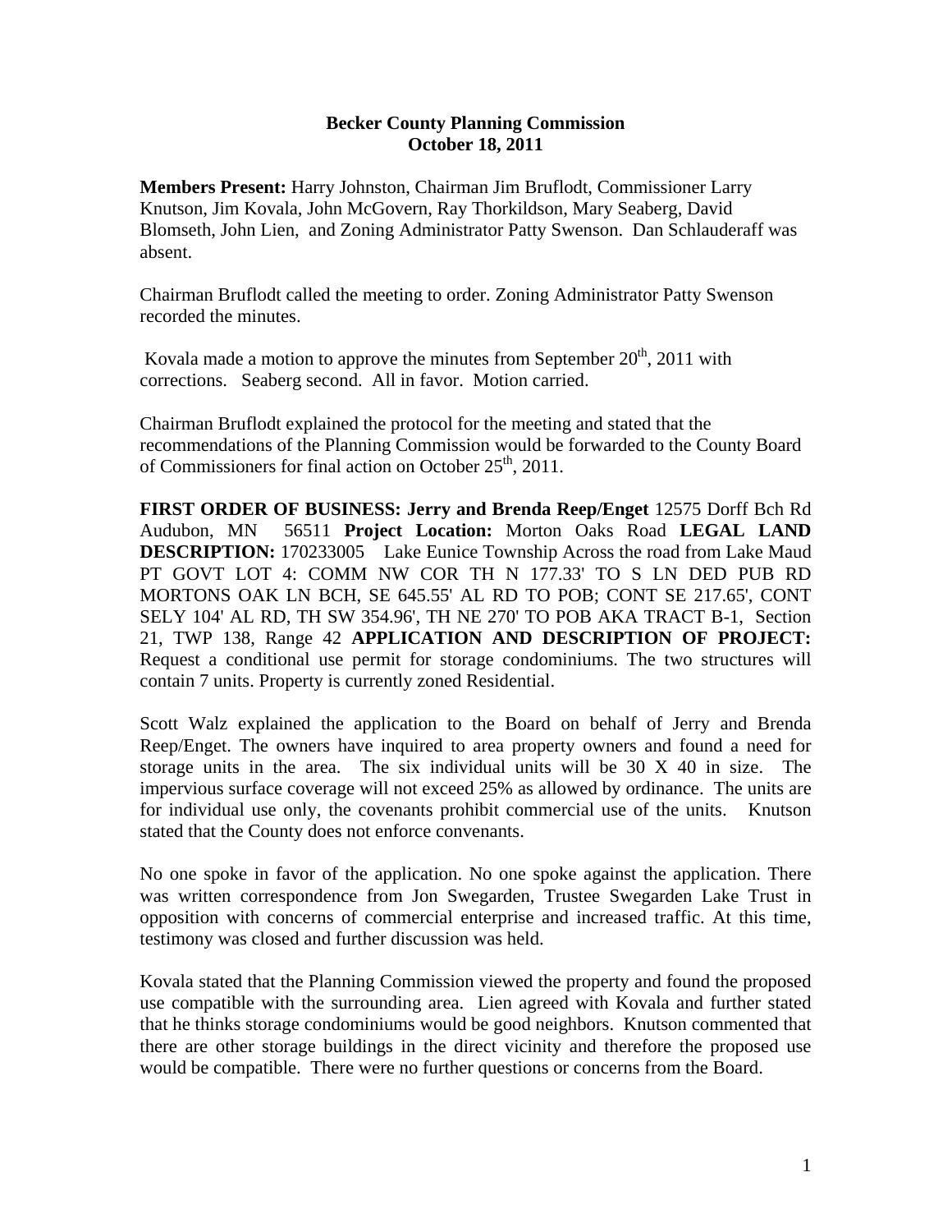**Becker County Planning Commission**
**October 18, 2011**

**Members Present:** Harry Johnston, Chairman Jim Bruflodt, Commissioner Larry Knutson, Jim Kovala, John McGovern, Ray Thorkildson, Mary Seaberg, David Blomseth, John Lien, and Zoning Administrator Patty Swenson. Dan Schlauderaff was absent.

Chairman Bruflodt called the meeting to order. Zoning Administrator Patty Swenson recorded the minutes.

Kovala made a motion to approve the minutes from September 20th, 2011 with corrections. Seaberg second. All in favor. Motion carried.

Chairman Bruflodt explained the protocol for the meeting and stated that the recommendations of the Planning Commission would be forwarded to the County Board of Commissioners for final action on October 25th, 2011.

**FIRST ORDER OF BUSINESS: Jerry and Brenda Reep/Enget** 12575 Dorff Bch Rd Audubon, MN 56511 **Project Location:** Morton Oaks Road **LEGAL LAND DESCRIPTION:** 170233005 Lake Eunice Township Across the road from Lake Maud PT GOVT LOT 4: COMM NW COR TH N 177.33' TO S LN DED PUB RD MORTONS OAK LN BCH, SE 645.55' AL RD TO POB; CONT SE 217.65', CONT SELY 104' AL RD, TH SW 354.96', TH NE 270' TO POB AKA TRACT B-1, Section 21, TWP 138, Range 42 **APPLICATION AND DESCRIPTION OF PROJECT:** Request a conditional use permit for storage condominiums. The two structures will contain 7 units. Property is currently zoned Residential.

Scott Walz explained the application to the Board on behalf of Jerry and Brenda Reep/Enget. The owners have inquired to area property owners and found a need for storage units in the area. The six individual units will be 30 X 40 in size. The impervious surface coverage will not exceed 25% as allowed by ordinance. The units are for individual use only, the covenants prohibit commercial use of the units. Knutson stated that the County does not enforce convenants.

No one spoke in favor of the application. No one spoke against the application. There was written correspondence from Jon Swegarden, Trustee Swegarden Lake Trust in opposition with concerns of commercial enterprise and increased traffic. At this time, testimony was closed and further discussion was held.

Kovala stated that the Planning Commission viewed the property and found the proposed use compatible with the surrounding area. Lien agreed with Kovala and further stated that he thinks storage condominiums would be good neighbors. Knutson commented that there are other storage buildings in the direct vicinity and therefore the proposed use would be compatible. There were no further questions or concerns from the Board.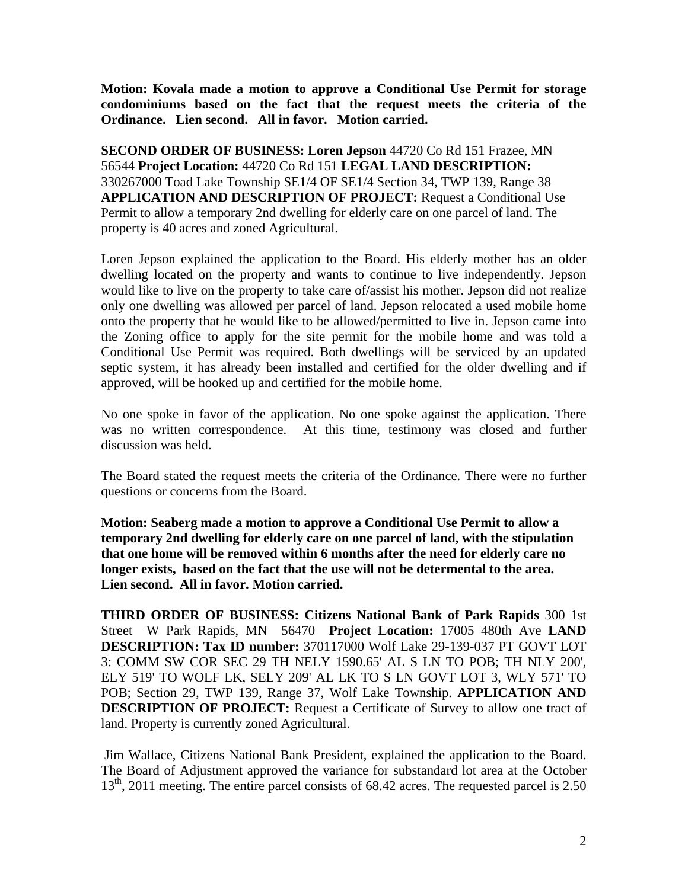**Motion: Kovala made a motion to approve a Conditional Use Permit for storage condominiums based on the fact that the request meets the criteria of the Ordinance. Lien second. All in favor. Motion carried.**

**SECOND ORDER OF BUSINESS: Loren Jepson** 44720 Co Rd 151 Frazee, MN 56544 **Project Location:** 44720 Co Rd 151 **LEGAL LAND DESCRIPTION:** 330267000 Toad Lake Township SE1/4 OF SE1/4 Section 34, TWP 139, Range 38 **APPLICATION AND DESCRIPTION OF PROJECT:** Request a Conditional Use Permit to allow a temporary 2nd dwelling for elderly care on one parcel of land. The property is 40 acres and zoned Agricultural.

Loren Jepson explained the application to the Board. His elderly mother has an older dwelling located on the property and wants to continue to live independently. Jepson would like to live on the property to take care of/assist his mother. Jepson did not realize only one dwelling was allowed per parcel of land. Jepson relocated a used mobile home onto the property that he would like to be allowed/permitted to live in. Jepson came into the Zoning office to apply for the site permit for the mobile home and was told a Conditional Use Permit was required. Both dwellings will be serviced by an updated septic system, it has already been installed and certified for the older dwelling and if approved, will be hooked up and certified for the mobile home.

No one spoke in favor of the application. No one spoke against the application. There was no written correspondence. At this time, testimony was closed and further discussion was held.

The Board stated the request meets the criteria of the Ordinance. There were no further questions or concerns from the Board.

**Motion: Seaberg made a motion to approve a Conditional Use Permit to allow a temporary 2nd dwelling for elderly care on one parcel of land, with the stipulation that one home will be removed within 6 months after the need for elderly care no longer exists, based on the fact that the use will not be determental to the area. Lien second. All in favor. Motion carried.**

**THIRD ORDER OF BUSINESS: Citizens National Bank of Park Rapids** 300 1st Street W Park Rapids, MN 56470 **Project Location:** 17005 480th Ave **LAND DESCRIPTION: Tax ID number:** 370117000 Wolf Lake 29-139-037 PT GOVT LOT 3: COMM SW COR SEC 29 TH NELY 1590.65' AL S LN TO POB; TH NLY 200', ELY 519' TO WOLF LK, SELY 209' AL LK TO S LN GOVT LOT 3, WLY 571' TO POB; Section 29, TWP 139, Range 37, Wolf Lake Township. **APPLICATION AND DESCRIPTION OF PROJECT:** Request a Certificate of Survey to allow one tract of land. Property is currently zoned Agricultural.

Jim Wallace, Citizens National Bank President, explained the application to the Board. The Board of Adjustment approved the variance for substandard lot area at the October 13th, 2011 meeting. The entire parcel consists of 68.42 acres. The requested parcel is 2.50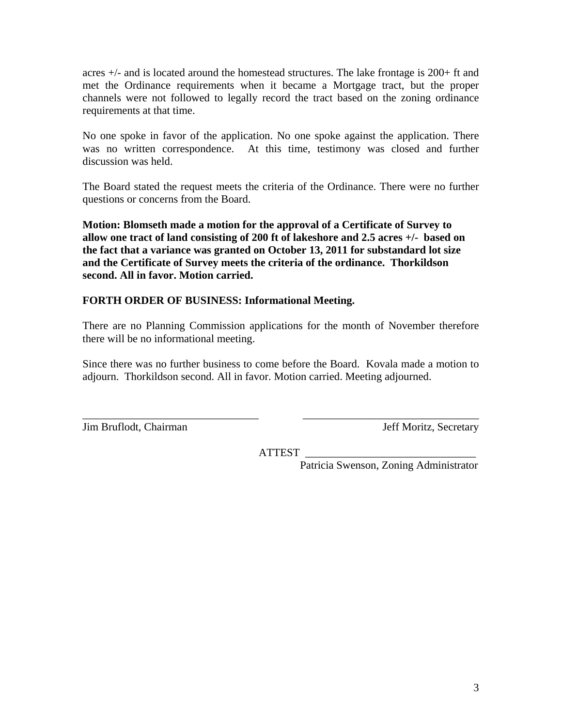acres +/- and is located around the homestead structures. The lake frontage is 200+ ft and met the Ordinance requirements when it became a Mortgage tract, but the proper channels were not followed to legally record the tract based on the zoning ordinance requirements at that time.

No one spoke in favor of the application. No one spoke against the application. There was no written correspondence. At this time, testimony was closed and further discussion was held.

The Board stated the request meets the criteria of the Ordinance. There were no further questions or concerns from the Board.

**Motion: Blomseth made a motion for the approval of a Certificate of Survey to allow one tract of land consisting of 200 ft of lakeshore and 2.5 acres +/- based on the fact that a variance was granted on October 13, 2011 for substandard lot size and the Certificate of Survey meets the criteria of the ordinance. Thorkildson second. All in favor. Motion carried.**

**FORTH ORDER OF BUSINESS: Informational Meeting.**

There are no Planning Commission applications for the month of November therefore there will be no informational meeting.

Since there was no further business to come before the Board. Kovala made a motion to adjourn. Thorkildson second. All in favor. Motion carried. Meeting adjourned.

________________________________ ________________________________
Jim Bruflodt, Chairman Jeff Moritz, Secretary

ATTEST ______________________________
Patricia Swenson, Zoning Administrator